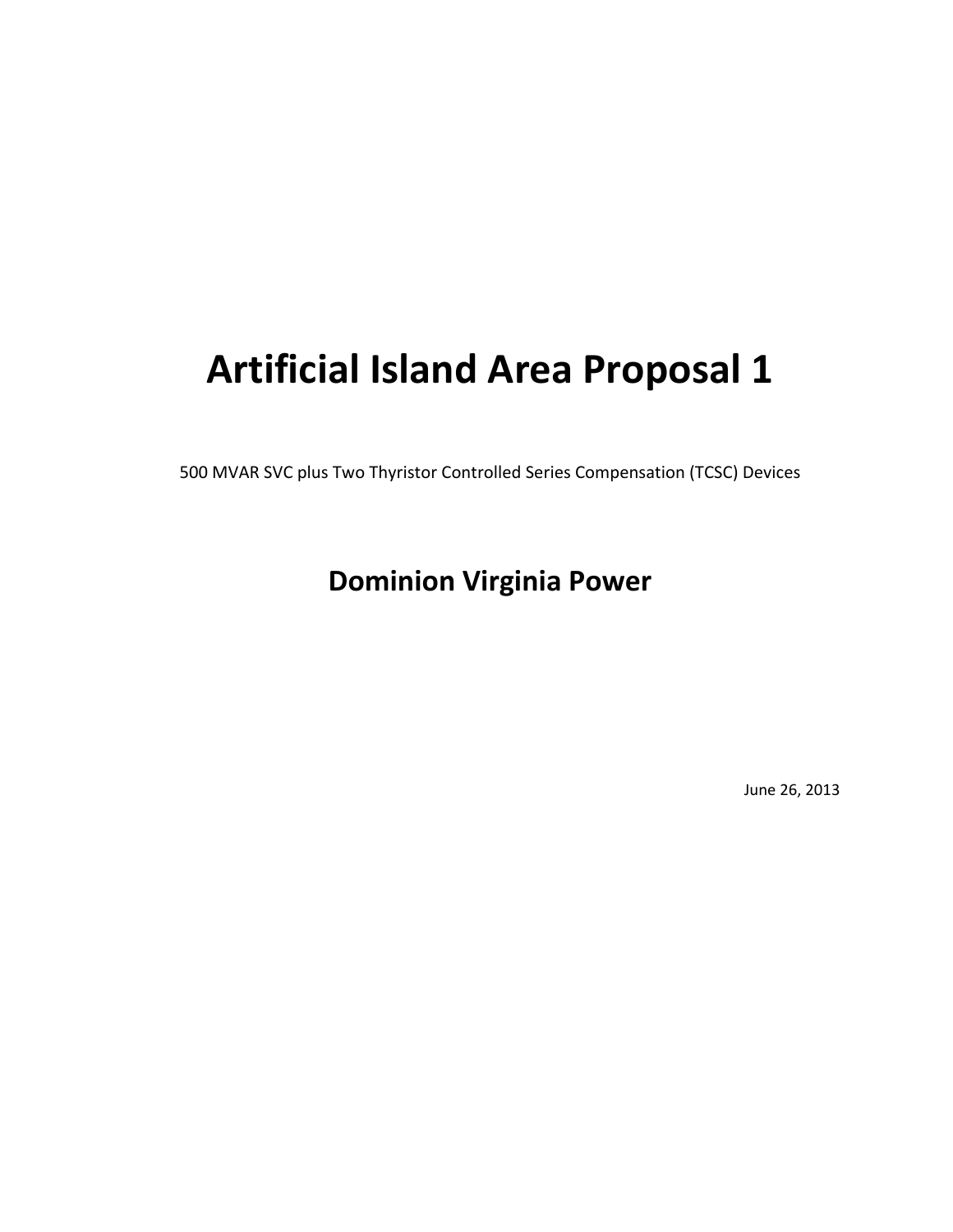# Artificial Island Area Proposal 1

500 MVAR SVC plus Two Thyristor Controlled Series Compensation (TCSC) Devices

## Dominion Virginia Power

June 26, 2013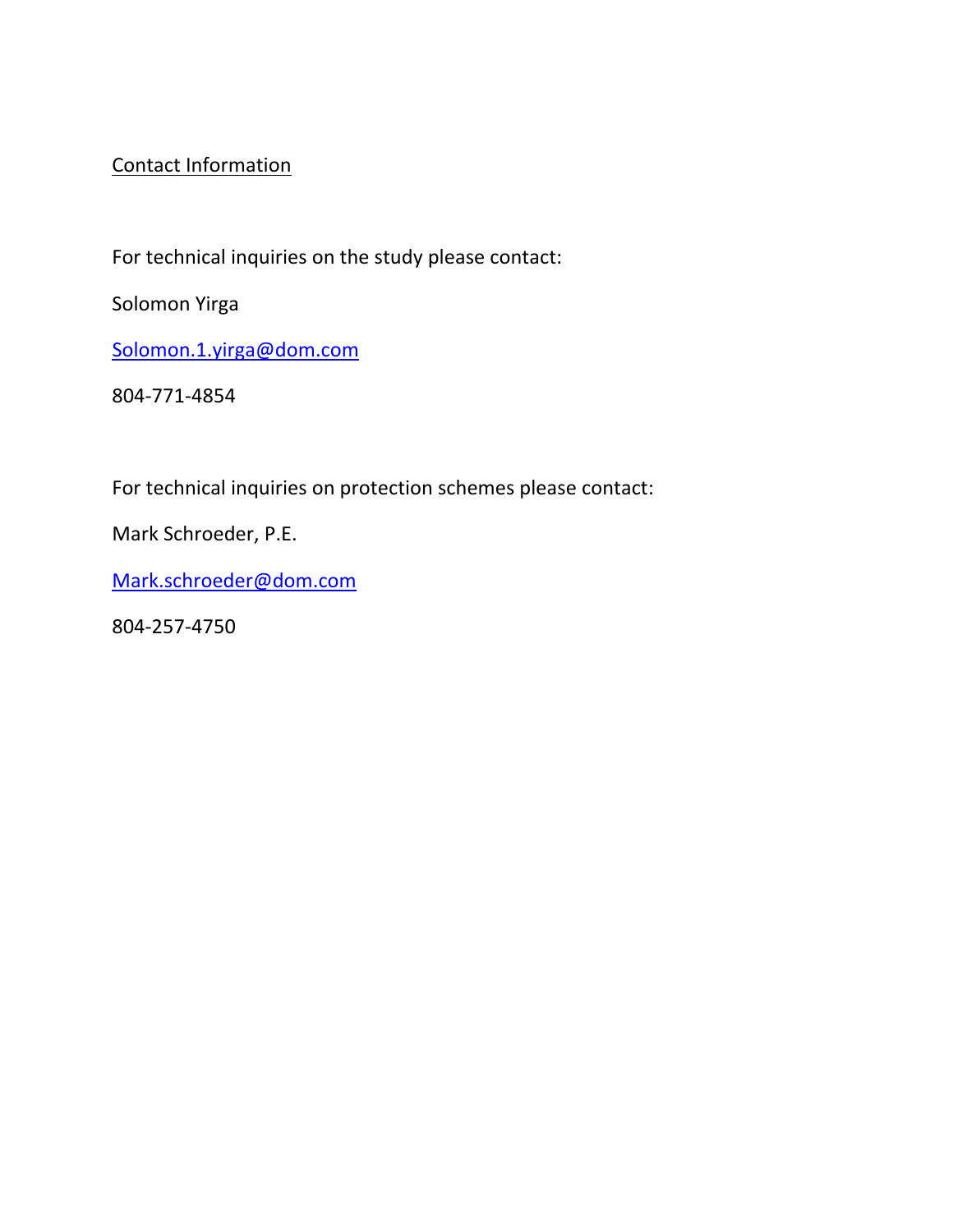## Contact Information

For technical inquiries on the study please contact:

Solomon Yirga

Solomon.1.yirga@dom.com

804-771-4854

For technical inquiries on protection schemes please contact:

Mark Schroeder, P.E.

Mark.schroeder@dom.com

804-257-4750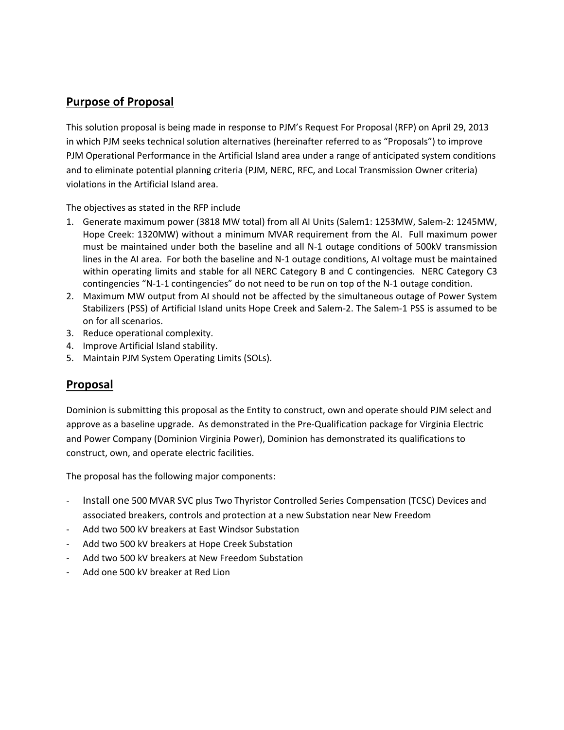## Purpose of Proposal

This solution proposal is being made in response to PJM's Request For Proposal (RFP) on April 29, 2013 in which PJM seeks technical solution alternatives (hereinafter referred to as "Proposals") to improve PJM Operational Performance in the Artificial Island area under a range of anticipated system conditions and to eliminate potential planning criteria (PJM, NERC, RFC, and Local Transmission Owner criteria) violations in the Artificial Island area.

The objectives as stated in the RFP include

1. Generate maximum power (3818 MW total) from all AI Units (Salem1: 1253MW, Salem-2: 1245MW, Hope Creek: 1320MW) without a minimum MVAR requirement from the AI. Full maximum power must be maintained under both the baseline and all N-1 outage conditions of 500kV transmission lines in the AI area. For both the baseline and N-1 outage conditions, AI voltage must be maintained within operating limits and stable for all NERC Category B and C contingencies. NERC Category C3 contingencies "N-1-1 contingencies" do not need to be run on top of the N-1 outage condition.
2. Maximum MW output from AI should not be affected by the simultaneous outage of Power System Stabilizers (PSS) of Artificial Island units Hope Creek and Salem-2. The Salem-1 PSS is assumed to be on for all scenarios.
3. Reduce operational complexity.
4. Improve Artificial Island stability.
5. Maintain PJM System Operating Limits (SOLs).

## Proposal

Dominion is submitting this proposal as the Entity to construct, own and operate should PJM select and approve as a baseline upgrade. As demonstrated in the Pre-Qualification package for Virginia Electric and Power Company (Dominion Virginia Power), Dominion has demonstrated its qualifications to construct, own, and operate electric facilities.

The proposal has the following major components:

- Install one 500 MVAR SVC plus Two Thyristor Controlled Series Compensation (TCSC) Devices and associated breakers, controls and protection at a new Substation near New Freedom
- Add two 500 kV breakers at East Windsor Substation
- Add two 500 kV breakers at Hope Creek Substation
- Add two 500 kV breakers at New Freedom Substation
- Add one 500 kV breaker at Red Lion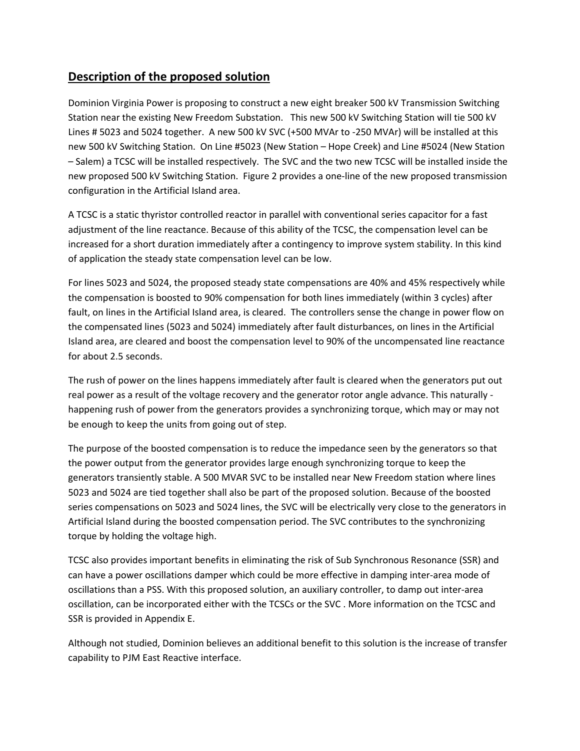## Description of the proposed solution

Dominion Virginia Power is proposing to construct a new eight breaker 500 kV Transmission Switching Station near the existing New Freedom Substation. This new 500 kV Switching Station will tie 500 kV Lines # 5023 and 5024 together. A new 500 kV SVC (+500 MVAr to -250 MVAr) will be installed at this new 500 kV Switching Station. On Line #5023 (New Station – Hope Creek) and Line #5024 (New Station – Salem) a TCSC will be installed respectively. The SVC and the two new TCSC will be installed inside the new proposed 500 kV Switching Station. Figure 2 provides a one-line of the new proposed transmission configuration in the Artificial Island area.

A TCSC is a static thyristor controlled reactor in parallel with conventional series capacitor for a fast adjustment of the line reactance. Because of this ability of the TCSC, the compensation level can be increased for a short duration immediately after a contingency to improve system stability. In this kind of application the steady state compensation level can be low.

For lines 5023 and 5024, the proposed steady state compensations are 40% and 45% respectively while the compensation is boosted to 90% compensation for both lines immediately (within 3 cycles) after fault, on lines in the Artificial Island area, is cleared. The controllers sense the change in power flow on the compensated lines (5023 and 5024) immediately after fault disturbances, on lines in the Artificial Island area, are cleared and boost the compensation level to 90% of the uncompensated line reactance for about 2.5 seconds.

The rush of power on the lines happens immediately after fault is cleared when the generators put out real power as a result of the voltage recovery and the generator rotor angle advance. This naturally -happening rush of power from the generators provides a synchronizing torque, which may or may not be enough to keep the units from going out of step.

The purpose of the boosted compensation is to reduce the impedance seen by the generators so that the power output from the generator provides large enough synchronizing torque to keep the generators transiently stable. A 500 MVAR SVC to be installed near New Freedom station where lines 5023 and 5024 are tied together shall also be part of the proposed solution. Because of the boosted series compensations on 5023 and 5024 lines, the SVC will be electrically very close to the generators in Artificial Island during the boosted compensation period. The SVC contributes to the synchronizing torque by holding the voltage high.

TCSC also provides important benefits in eliminating the risk of Sub Synchronous Resonance (SSR) and can have a power oscillations damper which could be more effective in damping inter-area mode of oscillations than a PSS. With this proposed solution, an auxiliary controller, to damp out inter-area oscillation, can be incorporated either with the TCSCs or the SVC . More information on the TCSC and SSR is provided in Appendix E.

Although not studied, Dominion believes an additional benefit to this solution is the increase of transfer capability to PJM East Reactive interface.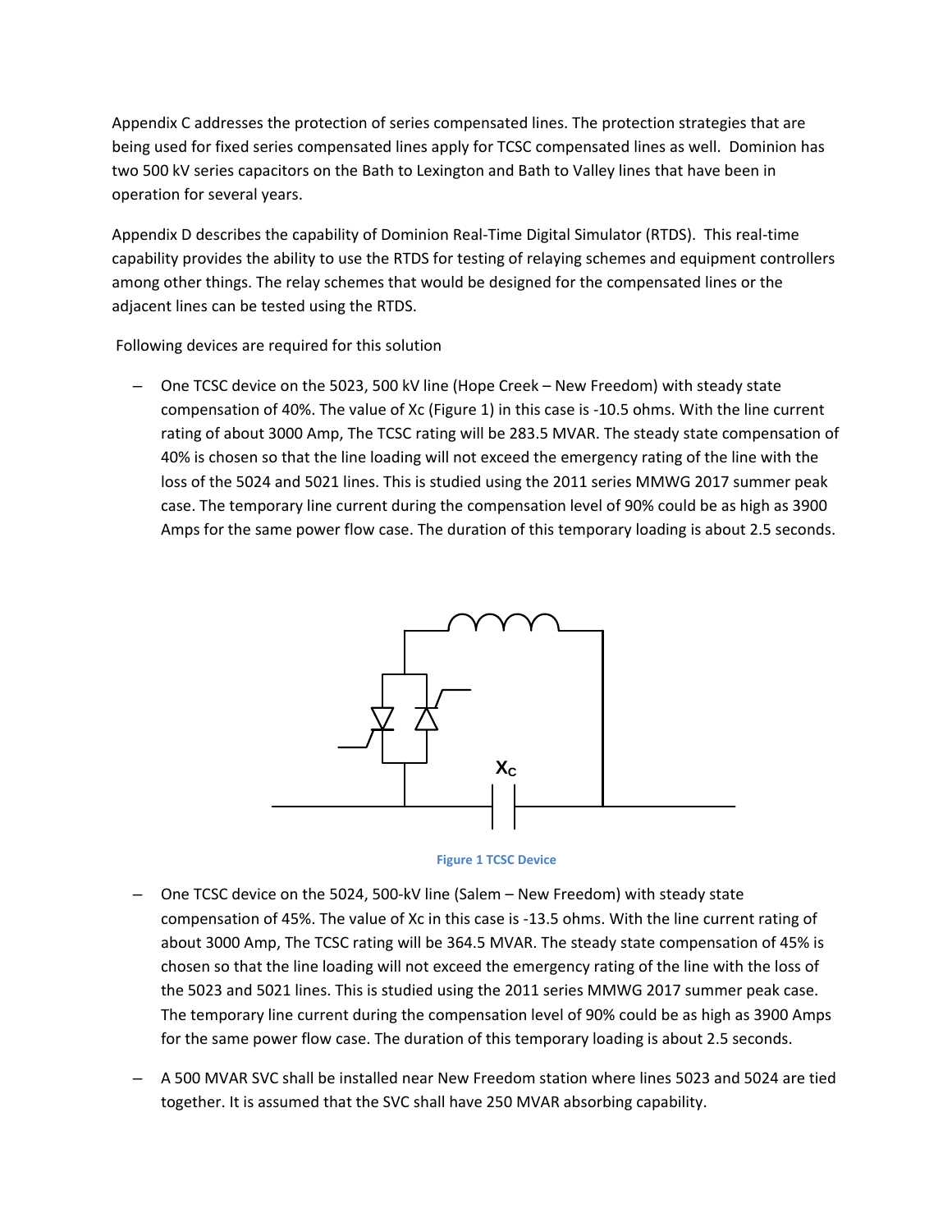Appendix C addresses the protection of series compensated lines. The protection strategies that are being used for fixed series compensated lines apply for TCSC compensated lines as well. Dominion has two 500 kV series capacitors on the Bath to Lexington and Bath to Valley lines that have been in operation for several years.

Appendix D describes the capability of Dominion Real-Time Digital Simulator (RTDS). This real-time capability provides the ability to use the RTDS for testing of relaying schemes and equipment controllers among other things. The relay schemes that would be designed for the compensated lines or the adjacent lines can be tested using the RTDS.

Following devices are required for this solution

- One TCSC device on the 5023, 500 kV line (Hope Creek – New Freedom) with steady state compensation of 40%. The value of Xc (Figure 1) in this case is -10.5 ohms. With the line current rating of about 3000 Amp, The TCSC rating will be 283.5 MVAR. The steady state compensation of 40% is chosen so that the line loading will not exceed the emergency rating of the line with the loss of the 5024 and 5021 lines. This is studied using the 2011 series MMWG 2017 summer peak case. The temporary line current during the compensation level of 90% could be as high as 3900 Amps for the same power flow case. The duration of this temporary loading is about 2.5 seconds.

Figure 1 TCSC Device

- One TCSC device on the 5024, 500-kV line (Salem – New Freedom) with steady state compensation of 45%. The value of Xc in this case is -13.5 ohms. With the line current rating of about 3000 Amp, The TCSC rating will be 364.5 MVAR. The steady state compensation of 45% is chosen so that the line loading will not exceed the emergency rating of the line with the loss of the 5023 and 5021 lines. This is studied using the 2011 series MMWG 2017 summer peak case. The temporary line current during the compensation level of 90% could be as high as 3900 Amps for the same power flow case. The duration of this temporary loading is about 2.5 seconds.
- A 500 MVAR SVC shall be installed near New Freedom station where lines 5023 and 5024 are tied together. It is assumed that the SVC shall have 250 MVAR absorbing capability.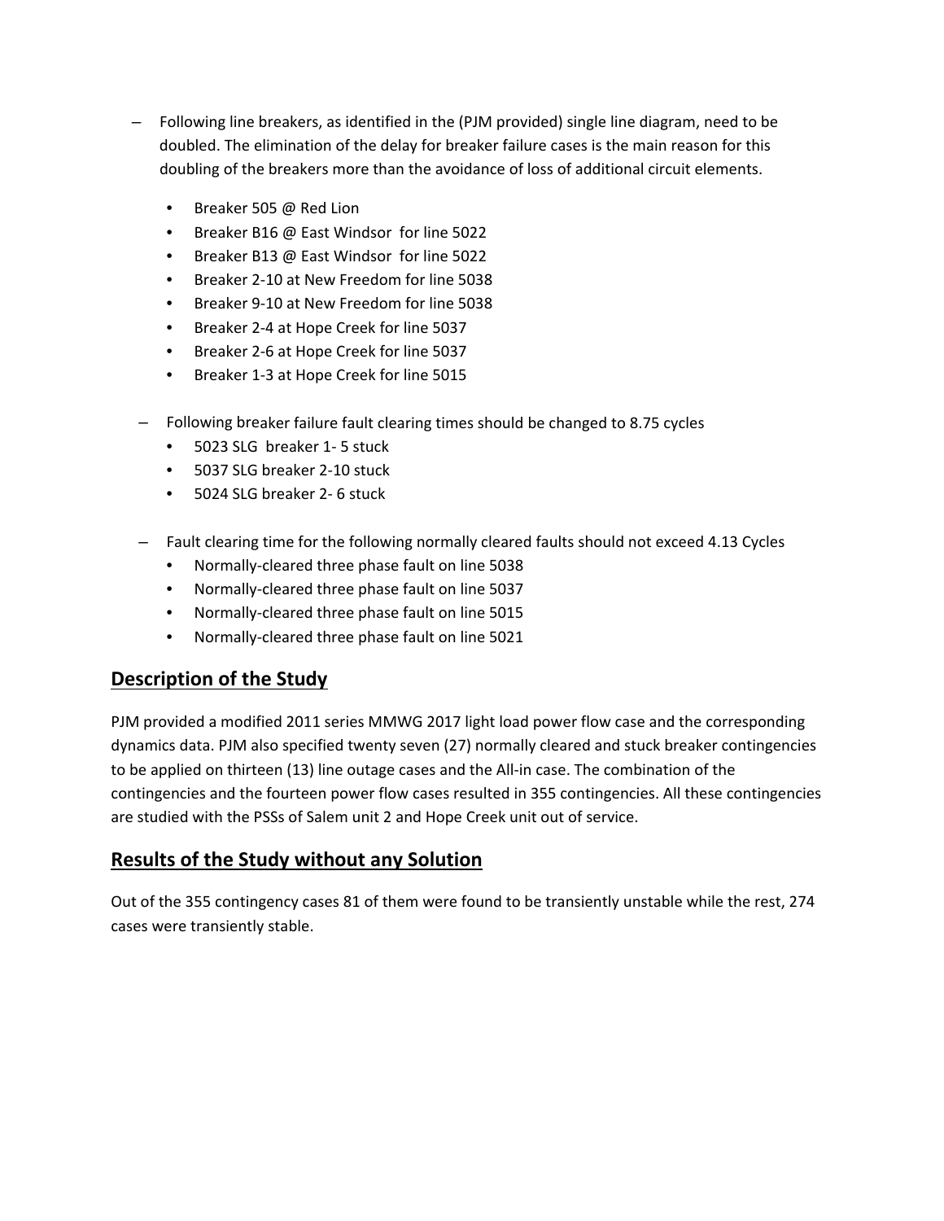- Following line breakers, as identified in the (PJM provided) single line diagram, need to be doubled. The elimination of the delay for breaker failure cases is the main reason for this doubling of the breakers more than the avoidance of loss of additional circuit elements.
  - Breaker 505 @ Red Lion
  - Breaker B16 @ East Windsor for line 5022
  - Breaker B13 @ East Windsor for line 5022
  - Breaker 2-10 at New Freedom for line 5038
  - Breaker 9-10 at New Freedom for line 5038
  - Breaker 2-4 at Hope Creek for line 5037
  - Breaker 2-6 at Hope Creek for line 5037
  - Breaker 1-3 at Hope Creek for line 5015

- Following breaker failure fault clearing times should be changed to 8.75 cycles
  - 5023 SLG breaker 1- 5 stuck
  - 5037 SLG breaker 2-10 stuck
  - 5024 SLG breaker 2- 6 stuck

- Fault clearing time for the following normally cleared faults should not exceed 4.13 Cycles
  - Normally-cleared three phase fault on line 5038
  - Normally-cleared three phase fault on line 5037
  - Normally-cleared three phase fault on line 5015
  - Normally-cleared three phase fault on line 5021

## Description of the Study

PJM provided a modified 2011 series MMWG 2017 light load power flow case and the corresponding dynamics data. PJM also specified twenty seven (27) normally cleared and stuck breaker contingencies to be applied on thirteen (13) line outage cases and the All-in case. The combination of the contingencies and the fourteen power flow cases resulted in 355 contingencies. All these contingencies are studied with the PSSs of Salem unit 2 and Hope Creek unit out of service.

## Results of the Study without any Solution

Out of the 355 contingency cases 81 of them were found to be transiently unstable while the rest, 274 cases were transiently stable.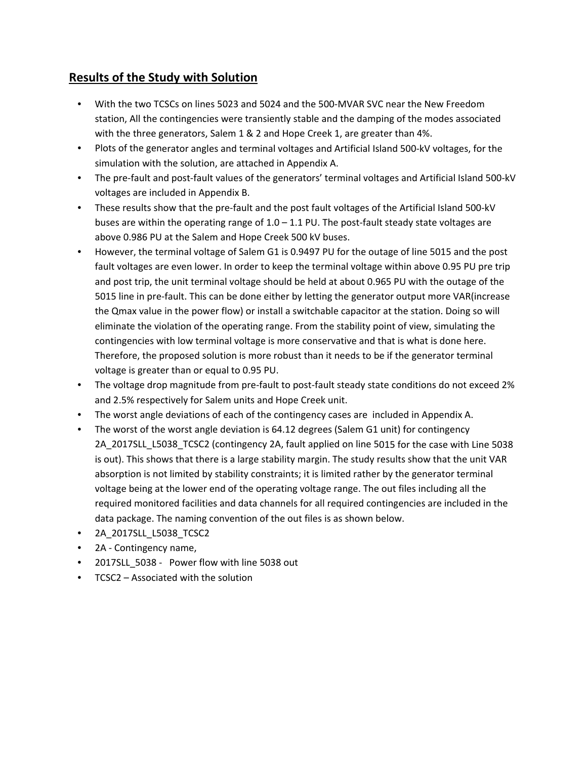## Results of the Study with Solution

- With the two TCSCs on lines 5023 and 5024 and the 500-MVAR SVC near the New Freedom station, All the contingencies were transiently stable and the damping of the modes associated with the three generators, Salem 1 & 2 and Hope Creek 1, are greater than 4%.
- Plots of the generator angles and terminal voltages and Artificial Island 500-kV voltages, for the simulation with the solution, are attached in Appendix A.
- The pre-fault and post-fault values of the generators' terminal voltages and Artificial Island 500-kV voltages are included in Appendix B.
- These results show that the pre-fault and the post fault voltages of the Artificial Island 500-kV buses are within the operating range of 1.0 – 1.1 PU. The post-fault steady state voltages are above 0.986 PU at the Salem and Hope Creek 500 kV buses.
- However, the terminal voltage of Salem G1 is 0.9497 PU for the outage of line 5015 and the post fault voltages are even lower. In order to keep the terminal voltage within above 0.95 PU pre trip and post trip, the unit terminal voltage should be held at about 0.965 PU with the outage of the 5015 line in pre-fault. This can be done either by letting the generator output more VAR(increase the Qmax value in the power flow) or install a switchable capacitor at the station. Doing so will eliminate the violation of the operating range. From the stability point of view, simulating the contingencies with low terminal voltage is more conservative and that is what is done here. Therefore, the proposed solution is more robust than it needs to be if the generator terminal voltage is greater than or equal to 0.95 PU.
- The voltage drop magnitude from pre-fault to post-fault steady state conditions do not exceed 2% and 2.5% respectively for Salem units and Hope Creek unit.
- The worst angle deviations of each of the contingency cases are included in Appendix A.
- The worst of the worst angle deviation is 64.12 degrees (Salem G1 unit) for contingency 2A_2017SLL_L5038_TCSC2 (contingency 2A, fault applied on line 5015 for the case with Line 5038 is out). This shows that there is a large stability margin. The study results show that the unit VAR absorption is not limited by stability constraints; it is limited rather by the generator terminal voltage being at the lower end of the operating voltage range. The out files including all the required monitored facilities and data channels for all required contingencies are included in the data package. The naming convention of the out files is as shown below.
- 2A_2017SLL_L5038_TCSC2
- 2A - Contingency name,
- 2017SLL_5038 - Power flow with line 5038 out
- TCSC2 – Associated with the solution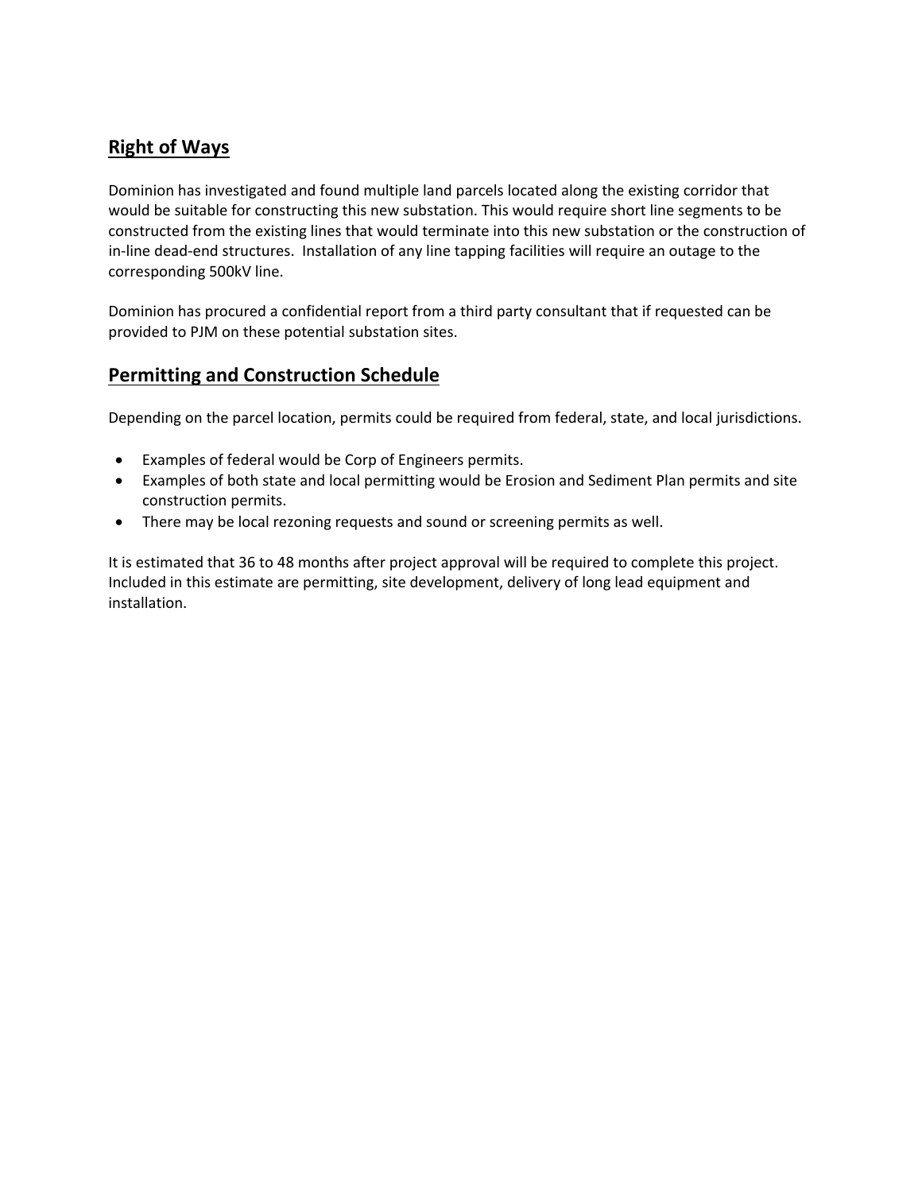## Right of Ways

Dominion has investigated and found multiple land parcels located along the existing corridor that would be suitable for constructing this new substation. This would require short line segments to be constructed from the existing lines that would terminate into this new substation or the construction of in-line dead-end structures. Installation of any line tapping facilities will require an outage to the corresponding 500kV line.

Dominion has procured a confidential report from a third party consultant that if requested can be provided to PJM on these potential substation sites.

## Permitting and Construction Schedule

Depending on the parcel location, permits could be required from federal, state, and local jurisdictions.

- Examples of federal would be Corp of Engineers permits.
- Examples of both state and local permitting would be Erosion and Sediment Plan permits and site construction permits.
- There may be local rezoning requests and sound or screening permits as well.

It is estimated that 36 to 48 months after project approval will be required to complete this project. Included in this estimate are permitting, site development, delivery of long lead equipment and installation.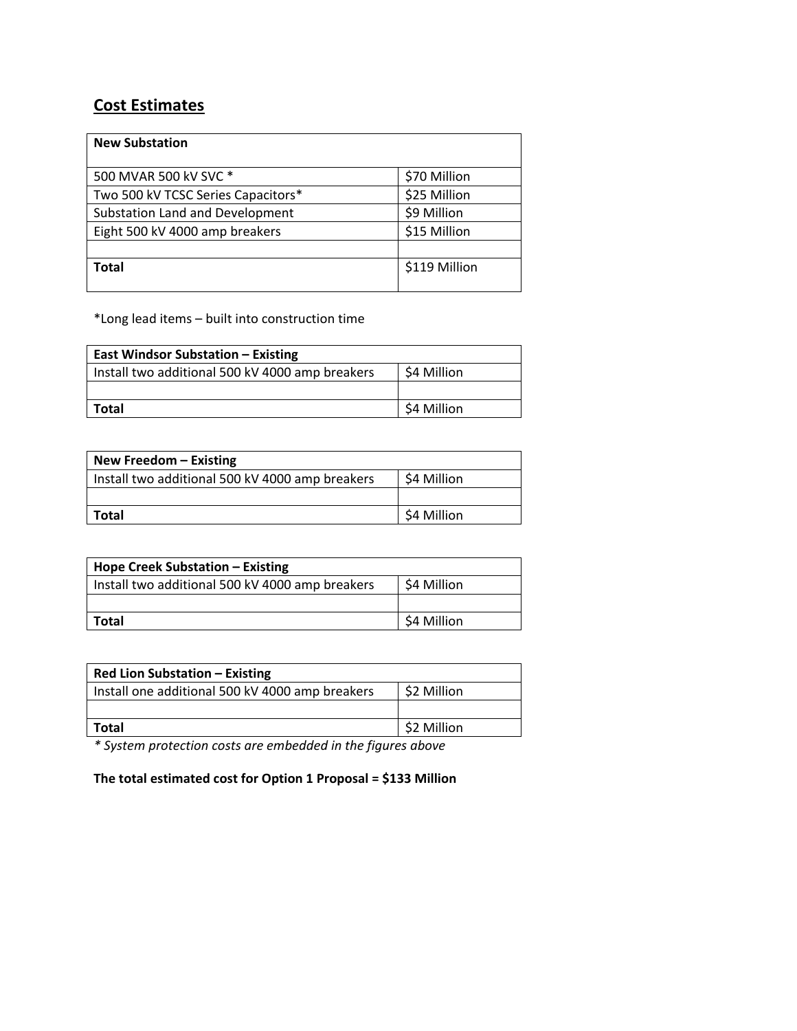## Cost Estimates

| New Substation | |
|---|---|
| 500 MVAR 500 kV SVC * | $70 Million |
| Two 500 kV TCSC Series Capacitors* | $25 Million |
| Substation Land and Development | $9 Million |
| Eight 500 kV 4000 amp breakers | $15 Million |
| | |
| **Total** | $119 Million |

*Long lead items – built into construction time

| East Windsor Substation – Existing | |
|---|---|
| Install two additional 500 kV 4000 amp breakers | $4 Million |
| | |
| **Total** | $4 Million |

| New Freedom – Existing | |
|---|---|
| Install two additional 500 kV 4000 amp breakers | $4 Million |
| | |
| **Total** | $4 Million |

| Hope Creek Substation – Existing | |
|---|---|
| Install two additional 500 kV 4000 amp breakers | $4 Million |
| | |
| **Total** | $4 Million |

| Red Lion Substation – Existing | |
|---|---|
| Install one additional 500 kV 4000 amp breakers | $2 Million |
| | |
| **Total** | $2 Million |

*\* System protection costs are embedded in the figures above*

**The total estimated cost for Option 1 Proposal = $133 Million**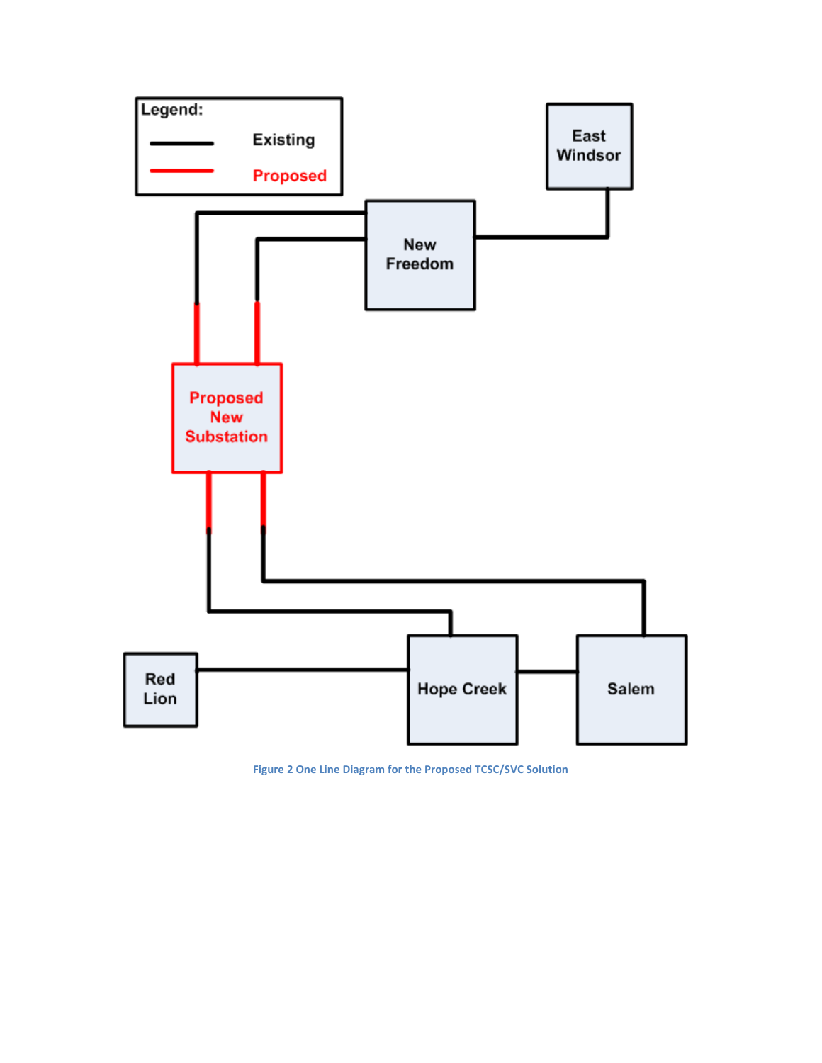Figure 2 One Line Diagram for the Proposed TCSC/SVC Solution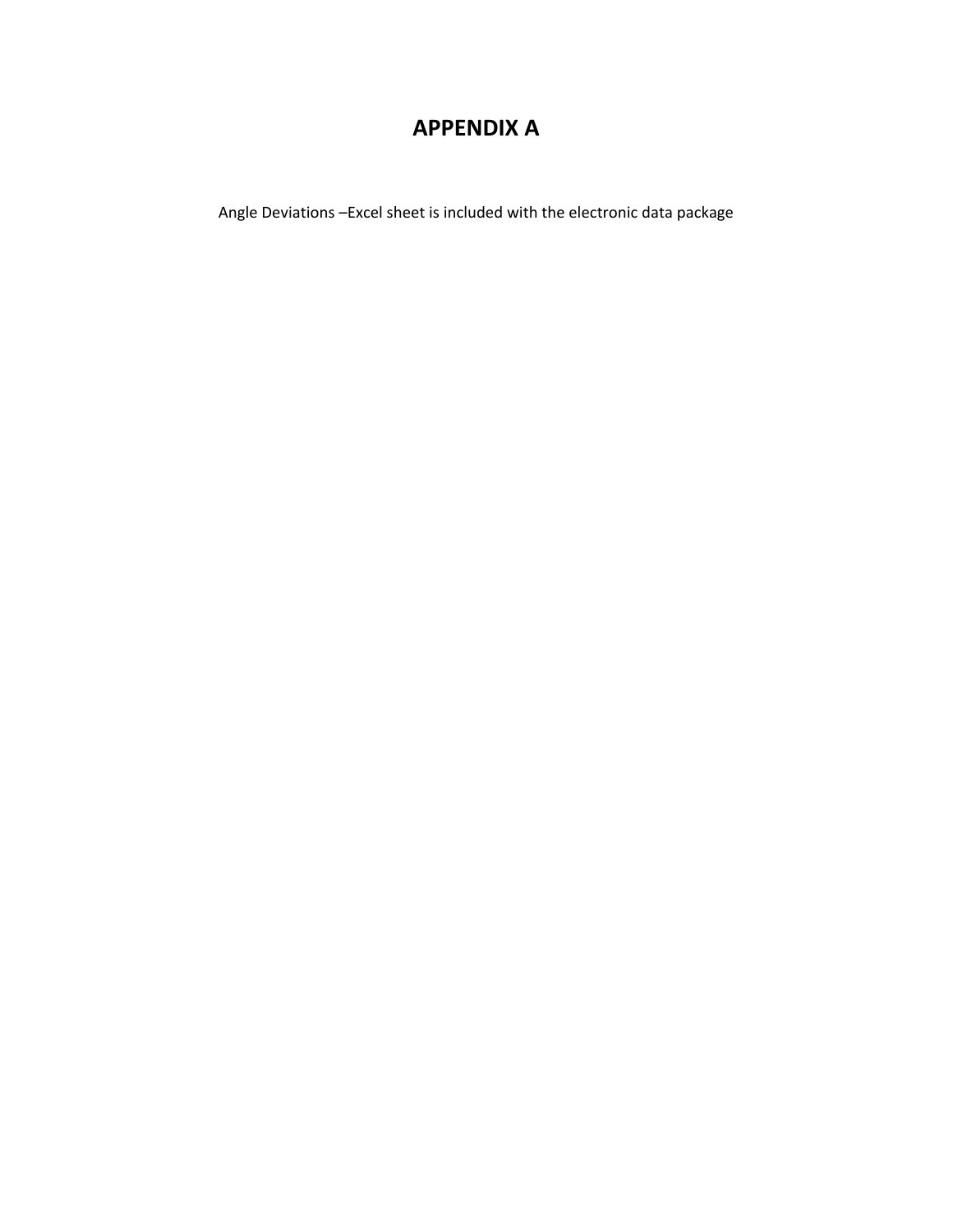# APPENDIX A

Angle Deviations –Excel sheet is included with the electronic data package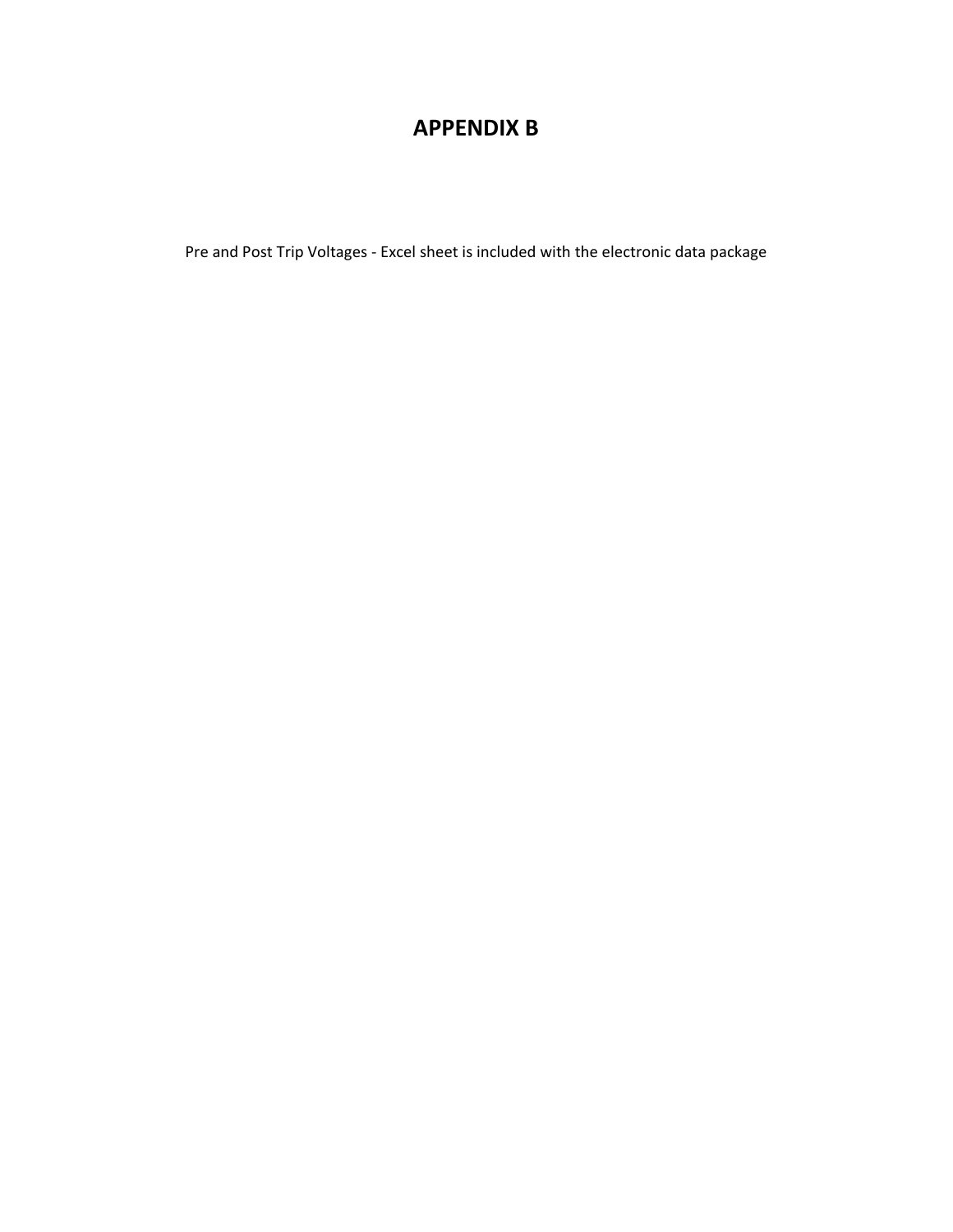# APPENDIX B

Pre and Post Trip Voltages - Excel sheet is included with the electronic data package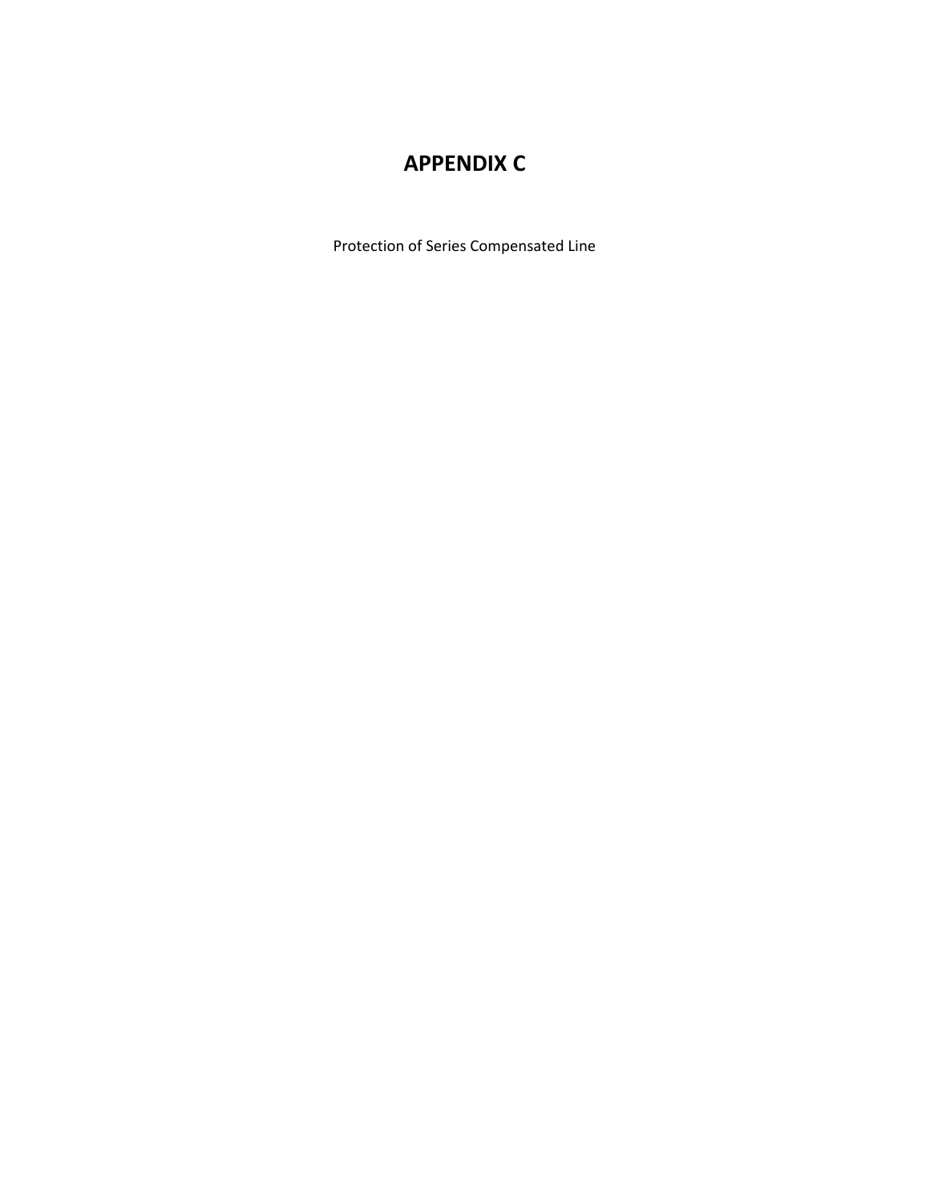# APPENDIX C

Protection of Series Compensated Line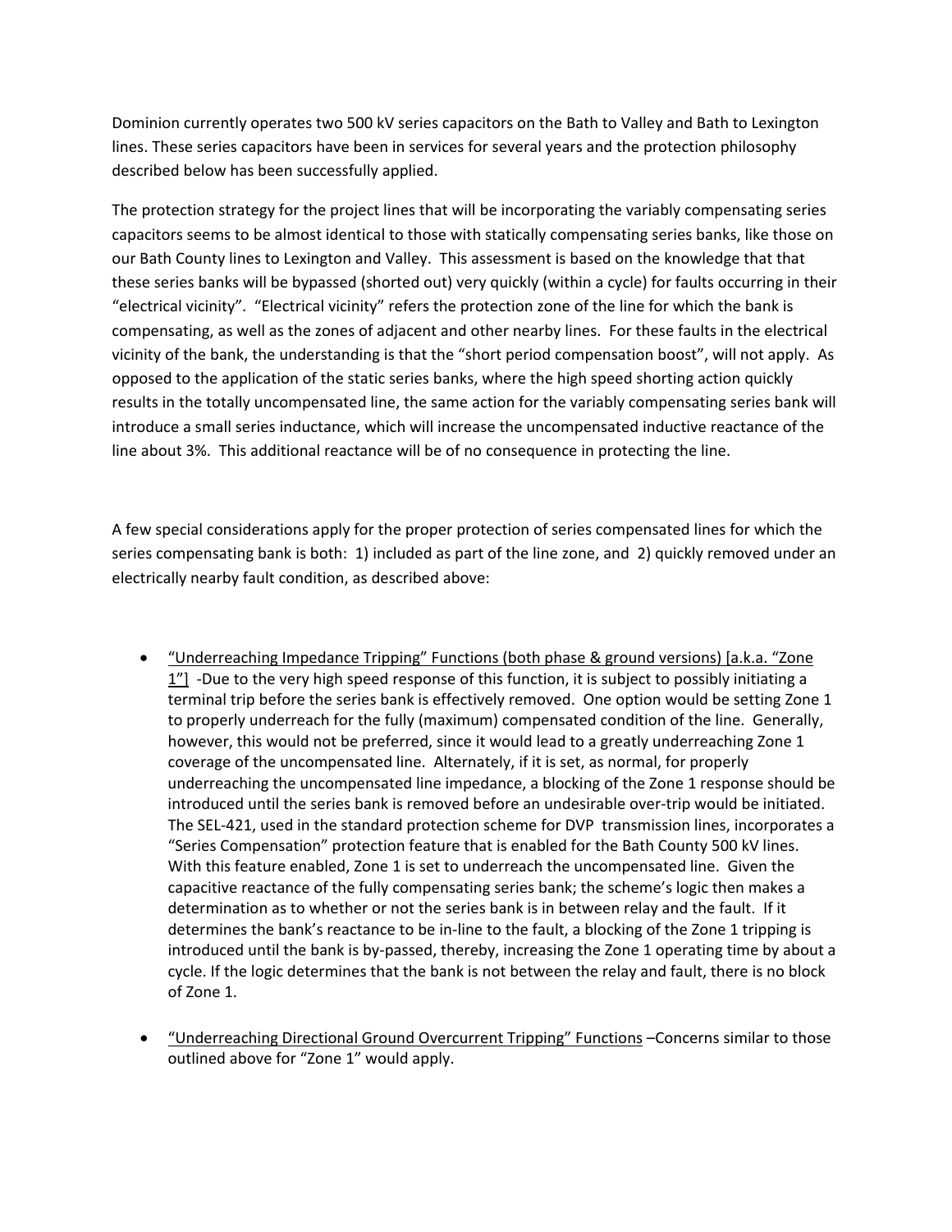Dominion currently operates two 500 kV series capacitors on the Bath to Valley and Bath to Lexington lines. These series capacitors have been in services for several years and the protection philosophy described below has been successfully applied.

The protection strategy for the project lines that will be incorporating the variably compensating series capacitors seems to be almost identical to those with statically compensating series banks, like those on our Bath County lines to Lexington and Valley. This assessment is based on the knowledge that that these series banks will be bypassed (shorted out) very quickly (within a cycle) for faults occurring in their "electrical vicinity". "Electrical vicinity" refers the protection zone of the line for which the bank is compensating, as well as the zones of adjacent and other nearby lines. For these faults in the electrical vicinity of the bank, the understanding is that the "short period compensation boost", will not apply. As opposed to the application of the static series banks, where the high speed shorting action quickly results in the totally uncompensated line, the same action for the variably compensating series bank will introduce a small series inductance, which will increase the uncompensated inductive reactance of the line about 3%. This additional reactance will be of no consequence in protecting the line.

A few special considerations apply for the proper protection of series compensated lines for which the series compensating bank is both: 1) included as part of the line zone, and 2) quickly removed under an electrically nearby fault condition, as described above:

- <u>"Underreaching Impedance Tripping" Functions (both phase & ground versions) [a.k.a. "Zone 1"]</u> -Due to the very high speed response of this function, it is subject to possibly initiating a terminal trip before the series bank is effectively removed. One option would be setting Zone 1 to properly underreach for the fully (maximum) compensated condition of the line. Generally, however, this would not be preferred, since it would lead to a greatly underreaching Zone 1 coverage of the uncompensated line. Alternately, if it is set, as normal, for properly underreaching the uncompensated line impedance, a blocking of the Zone 1 response should be introduced until the series bank is removed before an undesirable over-trip would be initiated. The SEL-421, used in the standard protection scheme for DVP transmission lines, incorporates a "Series Compensation" protection feature that is enabled for the Bath County 500 kV lines. With this feature enabled, Zone 1 is set to underreach the uncompensated line. Given the capacitive reactance of the fully compensating series bank; the scheme's logic then makes a determination as to whether or not the series bank is in between relay and the fault. If it determines the bank's reactance to be in-line to the fault, a blocking of the Zone 1 tripping is introduced until the bank is by-passed, thereby, increasing the Zone 1 operating time by about a cycle. If the logic determines that the bank is not between the relay and fault, there is no block of Zone 1.

- <u>"Underreaching Directional Ground Overcurrent Tripping" Functions</u> –Concerns similar to those outlined above for "Zone 1" would apply.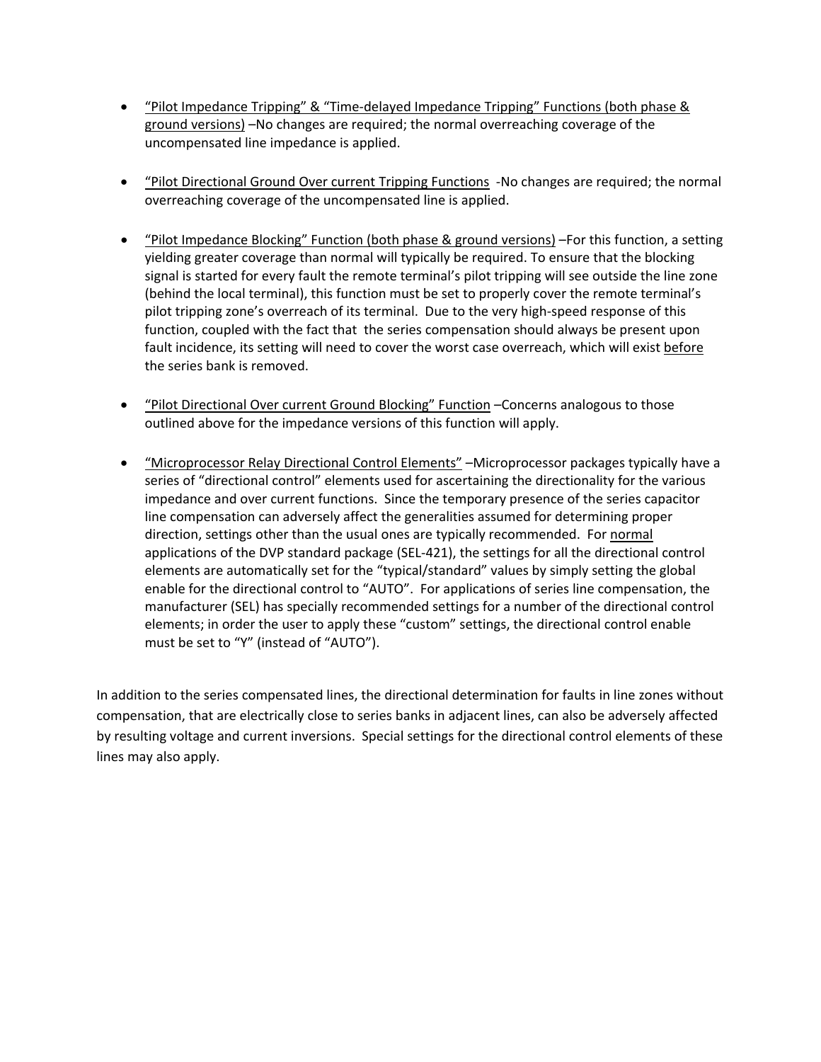- <u>"Pilot Impedance Tripping" & "Time-delayed Impedance Tripping" Functions (both phase & ground versions)</u> –No changes are required; the normal overreaching coverage of the uncompensated line impedance is applied.

- <u>"Pilot Directional Ground Over current Tripping Functions</u> -No changes are required; the normal overreaching coverage of the uncompensated line is applied.

- <u>"Pilot Impedance Blocking" Function (both phase & ground versions)</u> –For this function, a setting yielding greater coverage than normal will typically be required. To ensure that the blocking signal is started for every fault the remote terminal's pilot tripping will see outside the line zone (behind the local terminal), this function must be set to properly cover the remote terminal's pilot tripping zone's overreach of its terminal. Due to the very high-speed response of this function, coupled with the fact that the series compensation should always be present upon fault incidence, its setting will need to cover the worst case overreach, which will exist <u>before</u> the series bank is removed.

- <u>"Pilot Directional Over current Ground Blocking" Function</u> –Concerns analogous to those outlined above for the impedance versions of this function will apply.

- <u>"Microprocessor Relay Directional Control Elements"</u> –Microprocessor packages typically have a series of "directional control" elements used for ascertaining the directionality for the various impedance and over current functions. Since the temporary presence of the series capacitor line compensation can adversely affect the generalities assumed for determining proper direction, settings other than the usual ones are typically recommended. For <u>normal</u> applications of the DVP standard package (SEL-421), the settings for all the directional control elements are automatically set for the "typical/standard" values by simply setting the global enable for the directional control to "AUTO". For applications of series line compensation, the manufacturer (SEL) has specially recommended settings for a number of the directional control elements; in order the user to apply these "custom" settings, the directional control enable must be set to "Y" (instead of "AUTO").

In addition to the series compensated lines, the directional determination for faults in line zones without compensation, that are electrically close to series banks in adjacent lines, can also be adversely affected by resulting voltage and current inversions. Special settings for the directional control elements of these lines may also apply.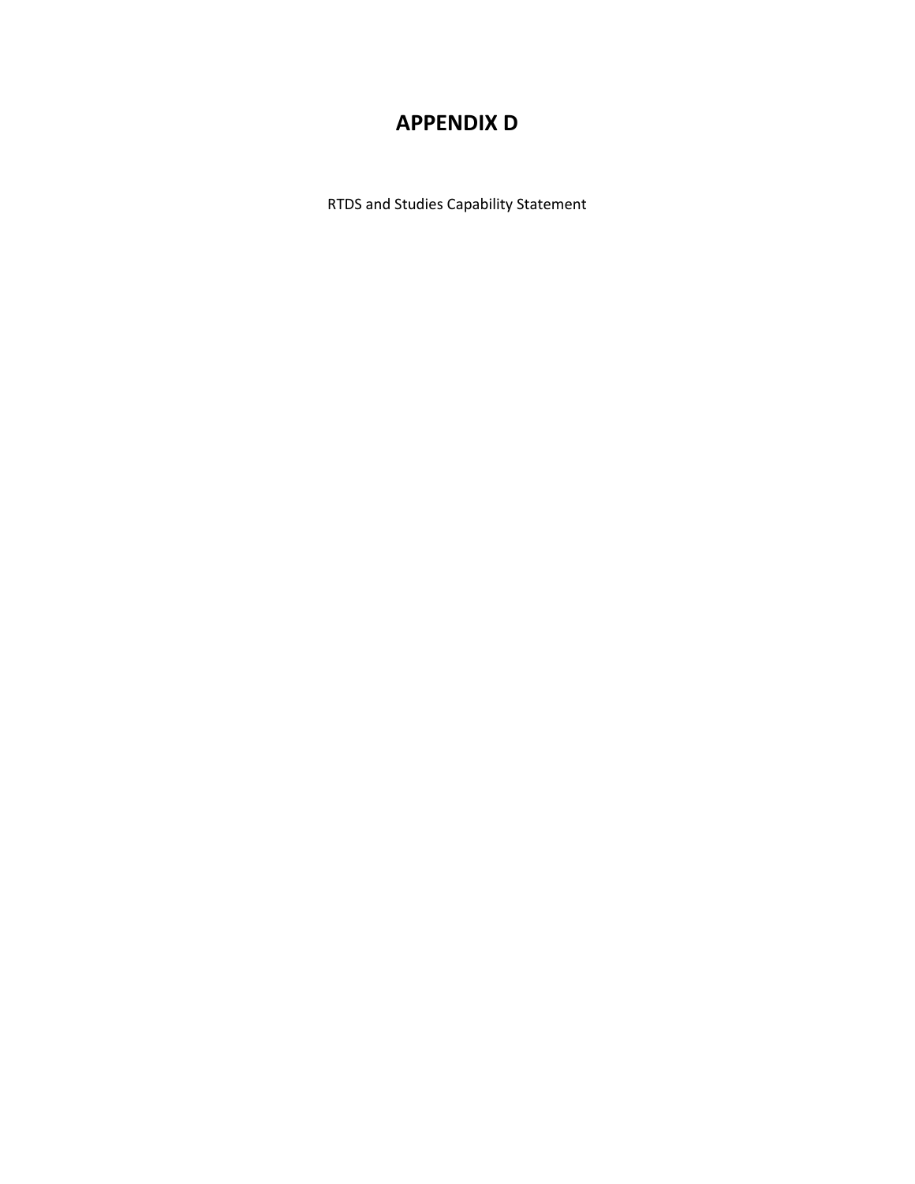# APPENDIX D

RTDS and Studies Capability Statement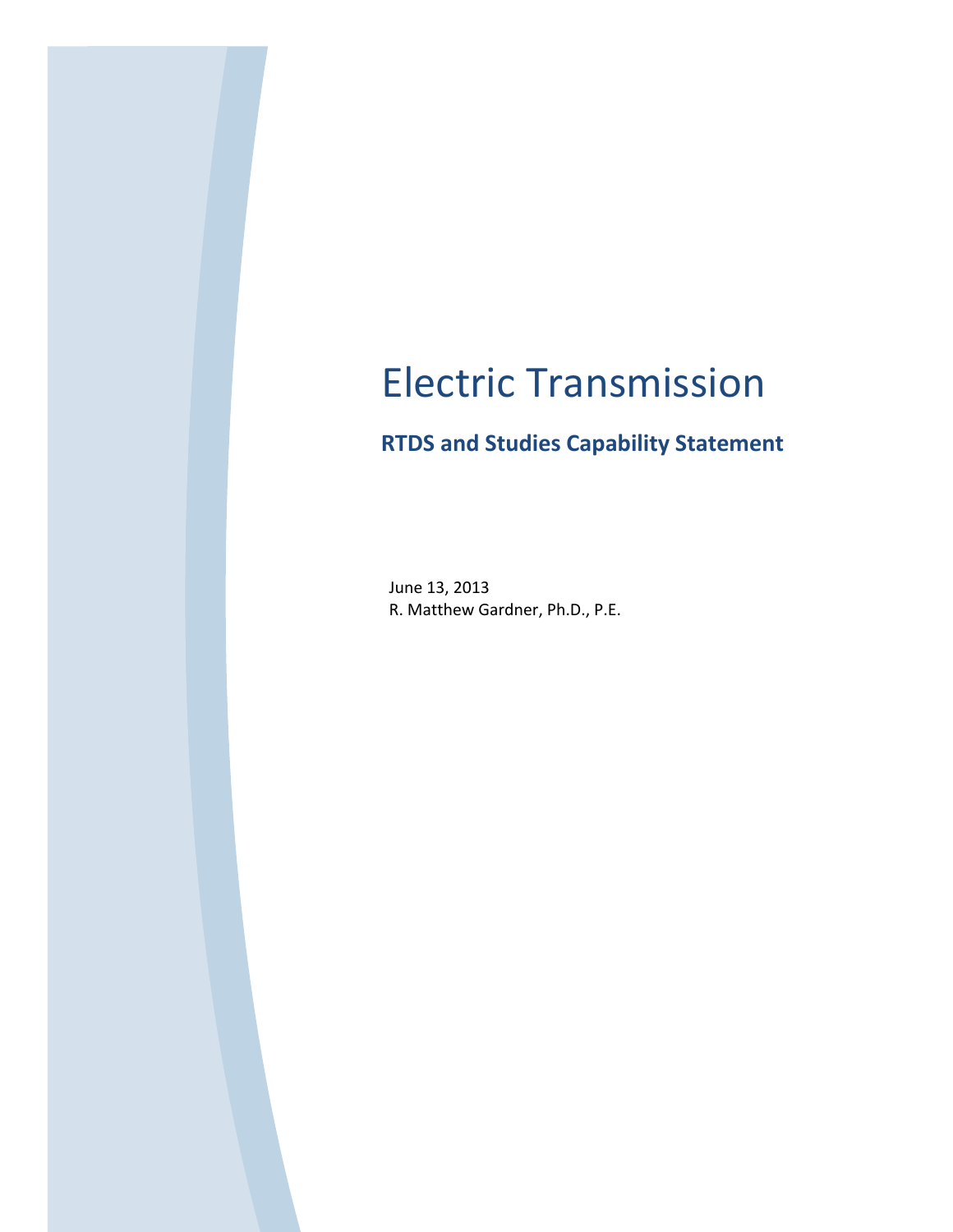# Electric Transmission

## RTDS and Studies Capability Statement

June 13, 2013
R. Matthew Gardner, Ph.D., P.E.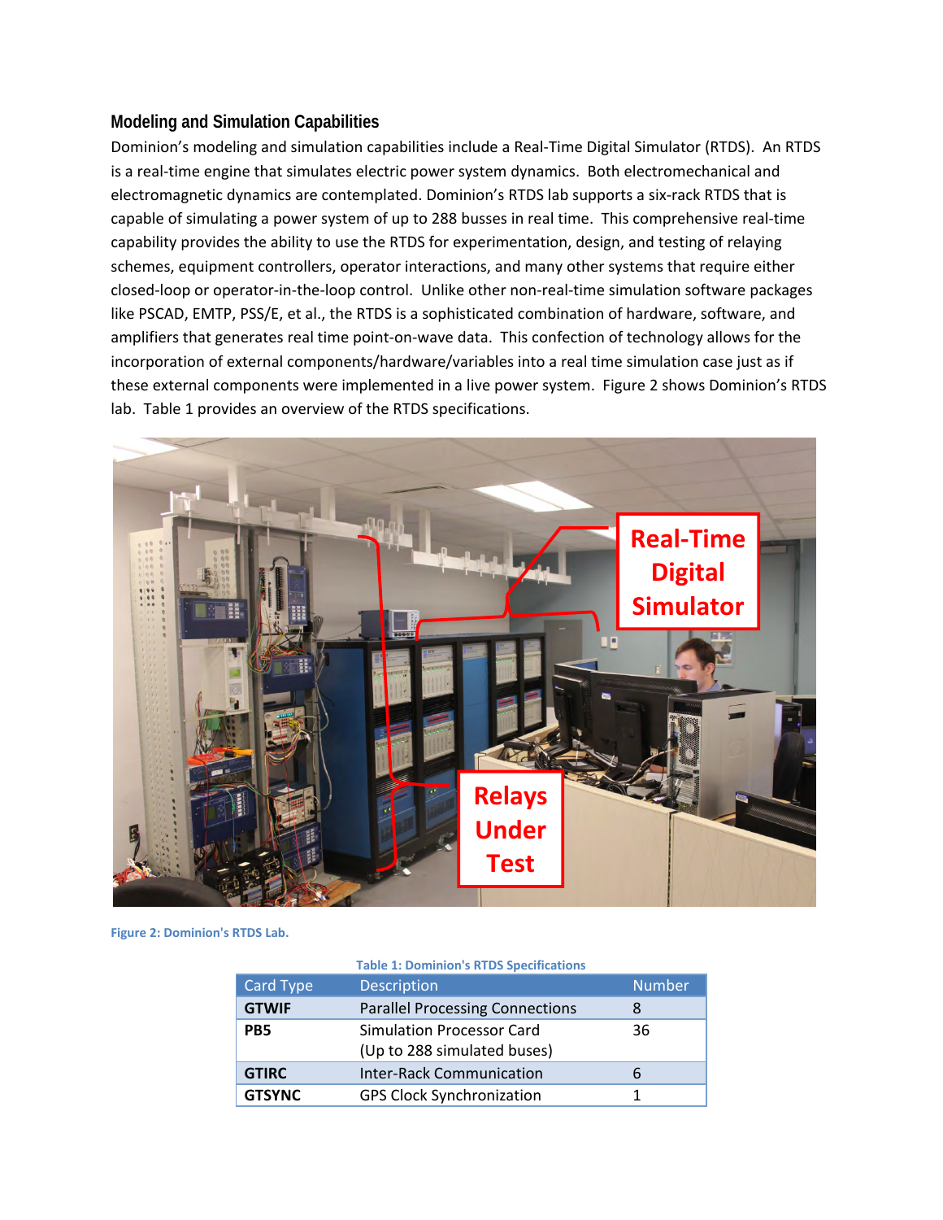### Modeling and Simulation Capabilities

Dominion's modeling and simulation capabilities include a Real-Time Digital Simulator (RTDS). An RTDS is a real-time engine that simulates electric power system dynamics. Both electromechanical and electromagnetic dynamics are contemplated. Dominion's RTDS lab supports a six-rack RTDS that is capable of simulating a power system of up to 288 busses in real time. This comprehensive real-time capability provides the ability to use the RTDS for experimentation, design, and testing of relaying schemes, equipment controllers, operator interactions, and many other systems that require either closed-loop or operator-in-the-loop control. Unlike other non-real-time simulation software packages like PSCAD, EMTP, PSS/E, et al., the RTDS is a sophisticated combination of hardware, software, and amplifiers that generates real time point-on-wave data. This confection of technology allows for the incorporation of external components/hardware/variables into a real time simulation case just as if these external components were implemented in a live power system. Figure 2 shows Dominion's RTDS lab. Table 1 provides an overview of the RTDS specifications.

Figure 2: Dominion's RTDS Lab.

Table 1: Dominion's RTDS Specifications

| Card Type | Description | Number |
|---|---|---|
| **GTWIF** | Parallel Processing Connections | 8 |
| **PB5** | Simulation Processor Card (Up to 288 simulated buses) | 36 |
| **GTIRC** | Inter-Rack Communication | 6 |
| **GTSYNC** | GPS Clock Synchronization | 1 |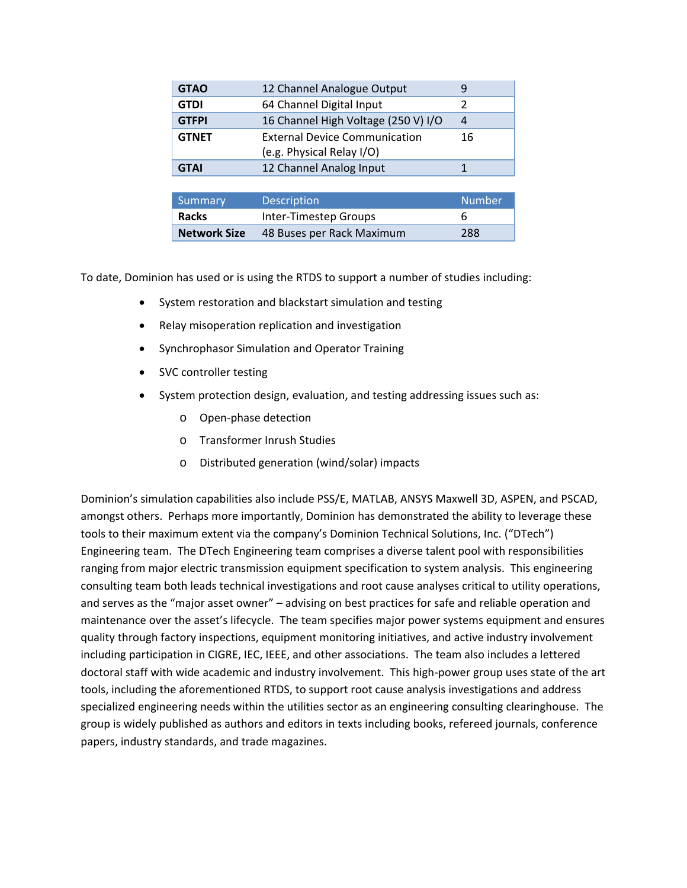| GTAO | 12 Channel Analogue Output | 9 |
|---|---|---|
| GTDI | 64 Channel Digital Input | 2 |
| GTFPI | 16 Channel High Voltage (250 V) I/O | 4 |
| GTNET | External Device Communication (e.g. Physical Relay I/O) | 16 |
| GTAI | 12 Channel Analog Input | 1 |

| Summary | Description | Number |
|---|---|---|
| **Racks** | Inter-Timestep Groups | 6 |
| **Network Size** | 48 Buses per Rack Maximum | 288 |

To date, Dominion has used or is using the RTDS to support a number of studies including:

- System restoration and blackstart simulation and testing
- Relay misoperation replication and investigation
- Synchrophasor Simulation and Operator Training
- SVC controller testing
- System protection design, evaluation, and testing addressing issues such as:
  - Open-phase detection
  - Transformer Inrush Studies
  - Distributed generation (wind/solar) impacts

Dominion's simulation capabilities also include PSS/E, MATLAB, ANSYS Maxwell 3D, ASPEN, and PSCAD, amongst others. Perhaps more importantly, Dominion has demonstrated the ability to leverage these tools to their maximum extent via the company's Dominion Technical Solutions, Inc. ("DTech") Engineering team. The DTech Engineering team comprises a diverse talent pool with responsibilities ranging from major electric transmission equipment specification to system analysis. This engineering consulting team both leads technical investigations and root cause analyses critical to utility operations, and serves as the "major asset owner" – advising on best practices for safe and reliable operation and maintenance over the asset's lifecycle. The team specifies major power systems equipment and ensures quality through factory inspections, equipment monitoring initiatives, and active industry involvement including participation in CIGRE, IEC, IEEE, and other associations. The team also includes a lettered doctoral staff with wide academic and industry involvement. This high-power group uses state of the art tools, including the aforementioned RTDS, to support root cause analysis investigations and address specialized engineering needs within the utilities sector as an engineering consulting clearinghouse. The group is widely published as authors and editors in texts including books, refereed journals, conference papers, industry standards, and trade magazines.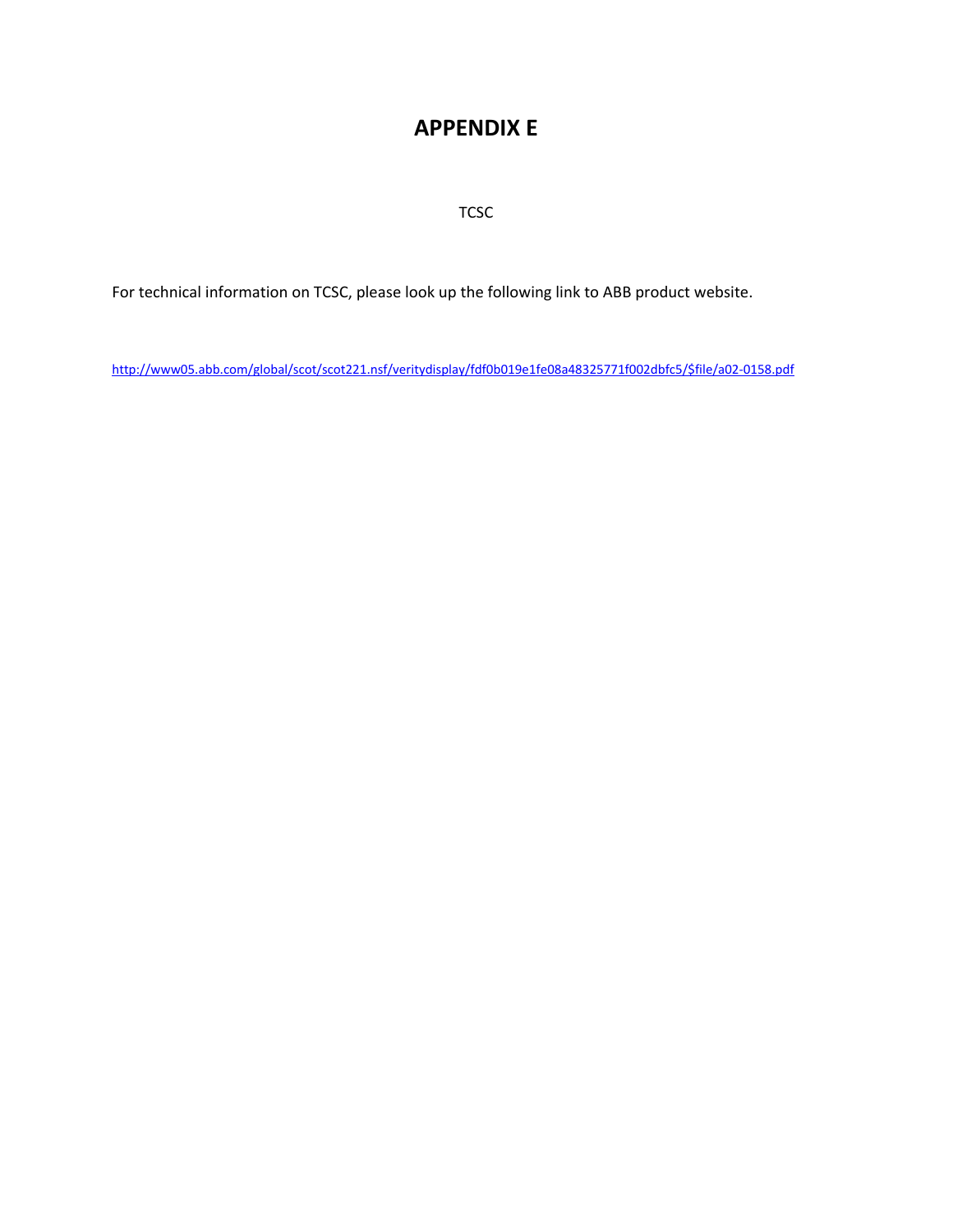# APPENDIX E

TCSC

For technical information on TCSC, please look up the following link to ABB product website.

http://www05.abb.com/global/scot/scot221.nsf/veritydisplay/fdf0b019e1fe08a48325771f002dbfc5/$file/a02-0158.pdf